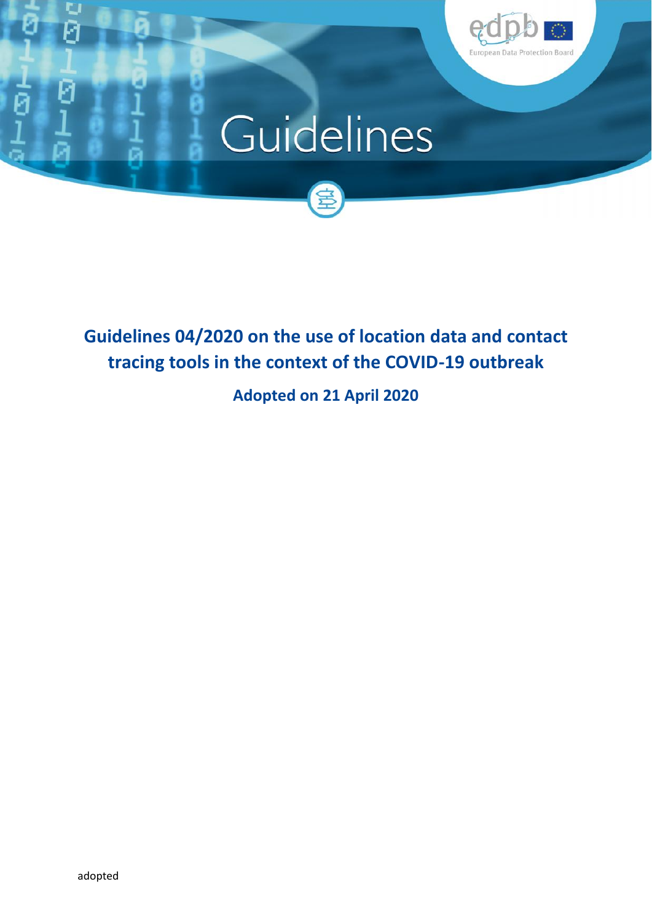# Guidelines

## Guidelines 04/2020 on the use of location data and contact tracing tools in the context of the COVID-19 outbreak

### Adopted on 21 April 2020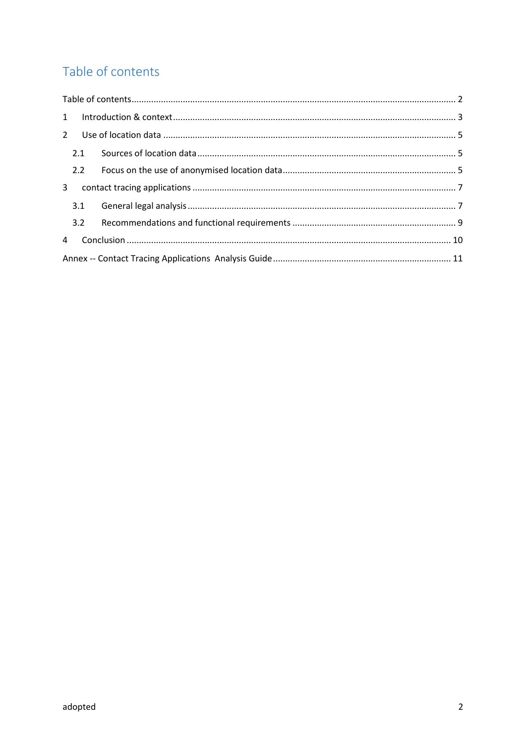# Table of contents

Table of contents .................................................................................................................................. 2

1 Introduction & context ................................................................................................................ 3

2 Use of location data ..................................................................................................................... 5

2.1 Sources of location data ....................................................................................................... 5

2.2 Focus on the use of anonymised location data ..................................................................... 5

3 contact tracing applications ......................................................................................................... 7

3.1 General legal analysis ........................................................................................................... 7

3.2 Recommendations and functional requirements ................................................................. 9

4 Conclusion .................................................................................................................................. 10

Annex -- Contact Tracing Applications Analysis Guide ....................................................................... 11

adopted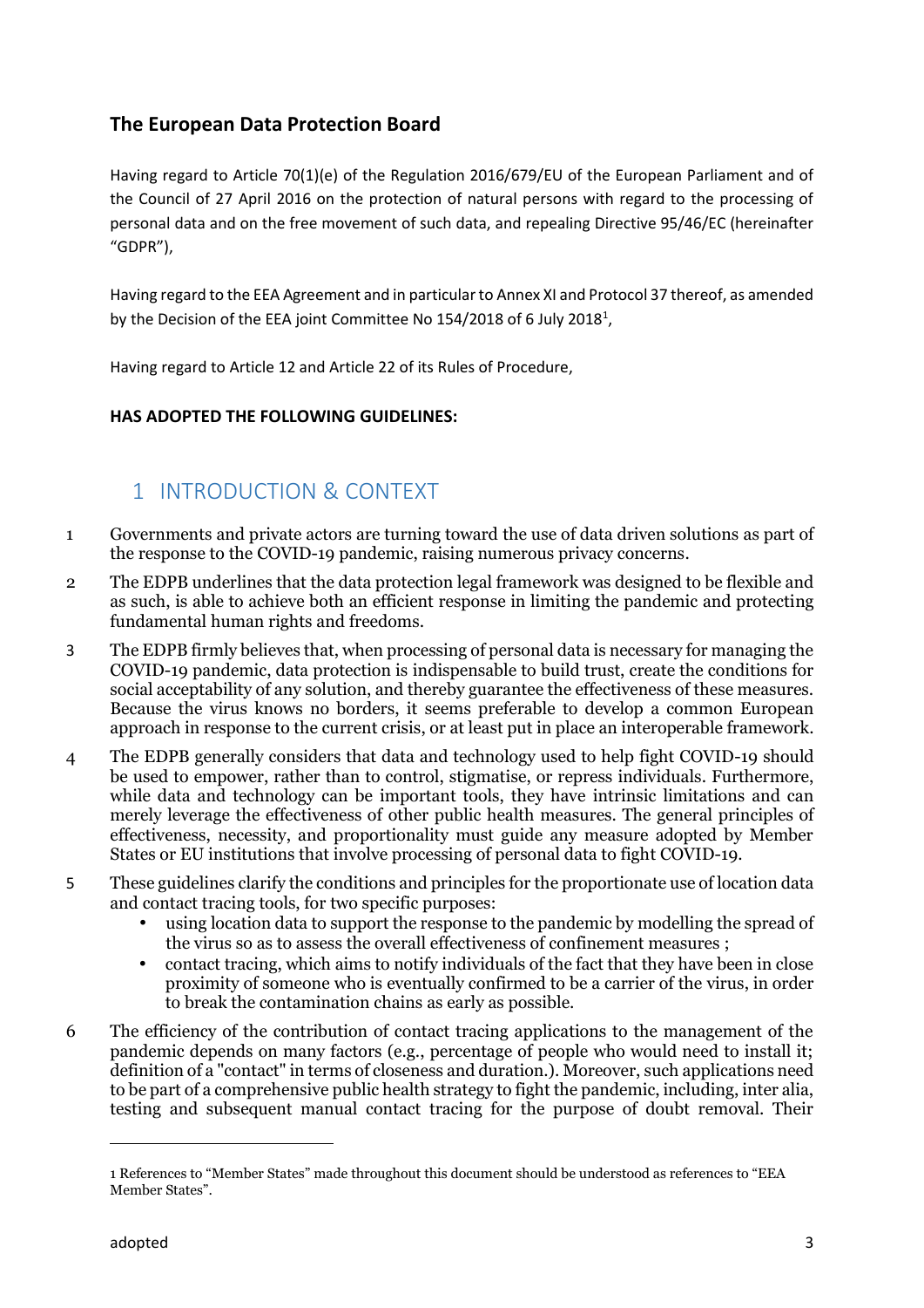## The European Data Protection Board

Having regard to Article 70(1)(e) of the Regulation 2016/679/EU of the European Parliament and of the Council of 27 April 2016 on the protection of natural persons with regard to the processing of personal data and on the free movement of such data, and repealing Directive 95/46/EC (hereinafter "GDPR"),

Having regard to the EEA Agreement and in particular to Annex XI and Protocol 37 thereof, as amended by the Decision of the EEA joint Committee No 154/2018 of 6 July 2018[1],

Having regard to Article 12 and Article 22 of its Rules of Procedure,

**HAS ADOPTED THE FOLLOWING GUIDELINES:**

# 1 INTRODUCTION & CONTEXT

1 Governments and private actors are turning toward the use of data driven solutions as part of the response to the COVID-19 pandemic, raising numerous privacy concerns.

2 The EDPB underlines that the data protection legal framework was designed to be flexible and as such, is able to achieve both an efficient response in limiting the pandemic and protecting fundamental human rights and freedoms.

3 The EDPB firmly believes that, when processing of personal data is necessary for managing the COVID-19 pandemic, data protection is indispensable to build trust, create the conditions for social acceptability of any solution, and thereby guarantee the effectiveness of these measures. Because the virus knows no borders, it seems preferable to develop a common European approach in response to the current crisis, or at least put in place an interoperable framework.

4 The EDPB generally considers that data and technology used to help fight COVID-19 should be used to empower, rather than to control, stigmatise, or repress individuals. Furthermore, while data and technology can be important tools, they have intrinsic limitations and can merely leverage the effectiveness of other public health measures. The general principles of effectiveness, necessity, and proportionality must guide any measure adopted by Member States or EU institutions that involve processing of personal data to fight COVID-19.

5 These guidelines clarify the conditions and principles for the proportionate use of location data and contact tracing tools, for two specific purposes:

- using location data to support the response to the pandemic by modelling the spread of the virus so as to assess the overall effectiveness of confinement measures ;
- contact tracing, which aims to notify individuals of the fact that they have been in close proximity of someone who is eventually confirmed to be a carrier of the virus, in order to break the contamination chains as early as possible.

6 The efficiency of the contribution of contact tracing applications to the management of the pandemic depends on many factors (e.g., percentage of people who would need to install it; definition of a "contact" in terms of closeness and duration.). Moreover, such applications need to be part of a comprehensive public health strategy to fight the pandemic, including, inter alia, testing and subsequent manual contact tracing for the purpose of doubt removal. Their

---

1 References to "Member States" made throughout this document should be understood as references to "EEA Member States".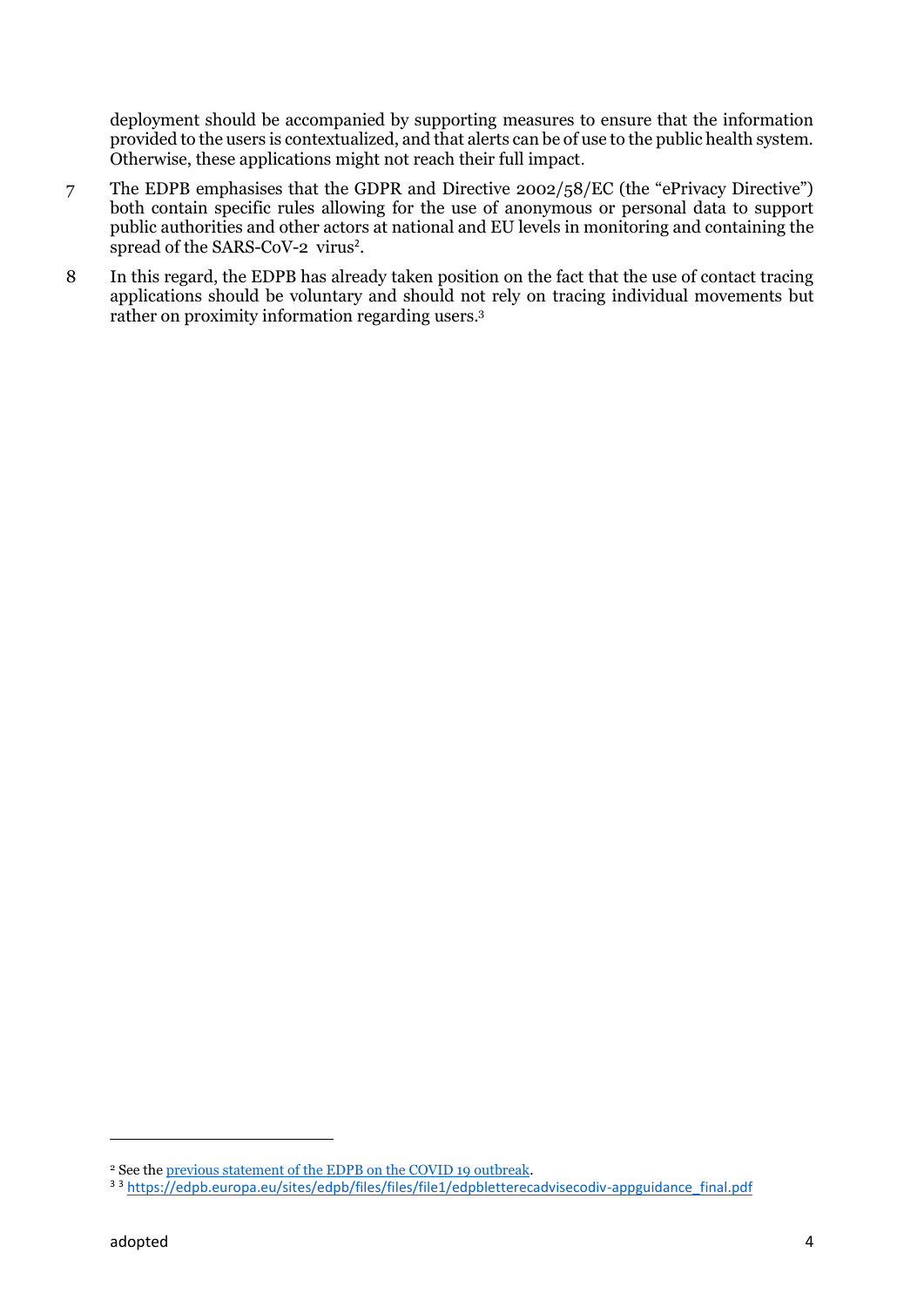deployment should be accompanied by supporting measures to ensure that the information provided to the users is contextualized, and that alerts can be of use to the public health system. Otherwise, these applications might not reach their full impact.

7 The EDPB emphasises that the GDPR and Directive 2002/58/EC (the "ePrivacy Directive") both contain specific rules allowing for the use of anonymous or personal data to support public authorities and other actors at national and EU levels in monitoring and containing the spread of the SARS-CoV-2 virus[2].

8 In this regard, the EDPB has already taken position on the fact that the use of contact tracing applications should be voluntary and should not rely on tracing individual movements but rather on proximity information regarding users.[3]

---

[2] See the previous statement of the EDPB on the COVID 19 outbreak.

[3] [3] https://edpb.europa.eu/sites/edpb/files/files/file1/edpbletterecadvisecodiv-appguidance_final.pdf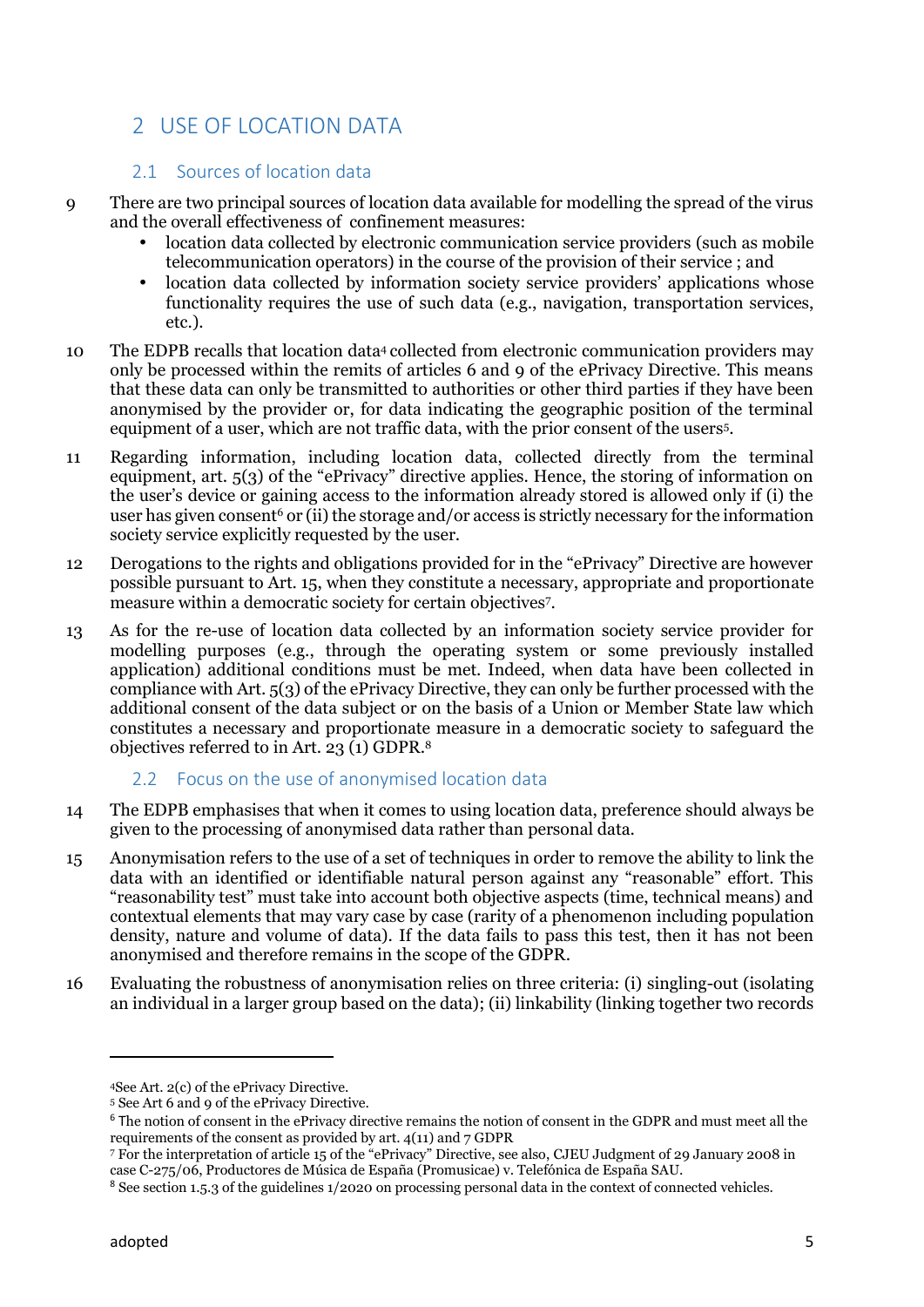// Page 5 of EDPB guidance document on location data (document id c75f9557dcdd)

# 2 USE OF LOCATION DATA

## 2.1 Sources of location data

9 There are two principal sources of location data available for modelling the spread of the virus and the overall effectiveness of confinement measures:

- location data collected by electronic communication service providers (such as mobile telecommunication operators) in the course of the provision of their service ; and
- location data collected by information society service providers' applications whose functionality requires the use of such data (e.g., navigation, transportation services, etc.).

10 The EDPB recalls that location data[4] collected from electronic communication providers may only be processed within the remits of articles 6 and 9 of the ePrivacy Directive. This means that these data can only be transmitted to authorities or other third parties if they have been anonymised by the provider or, for data indicating the geographic position of the terminal equipment of a user, which are not traffic data, with the prior consent of the users[5].

11 Regarding information, including location data, collected directly from the terminal equipment, art. 5(3) of the "ePrivacy" directive applies. Hence, the storing of information on the user's device or gaining access to the information already stored is allowed only if (i) the user has given consent[6] or (ii) the storage and/or access is strictly necessary for the information society service explicitly requested by the user.

12 Derogations to the rights and obligations provided for in the "ePrivacy" Directive are however possible pursuant to Art. 15, when they constitute a necessary, appropriate and proportionate measure within a democratic society for certain objectives[7].

13 As for the re-use of location data collected by an information society service provider for modelling purposes (e.g., through the operating system or some previously installed application) additional conditions must be met. Indeed, when data have been collected in compliance with Art. 5(3) of the ePrivacy Directive, they can only be further processed with the additional consent of the data subject or on the basis of a Union or Member State law which constitutes a necessary and proportionate measure in a democratic society to safeguard the objectives referred to in Art. 23 (1) GDPR.[8]

## 2.2 Focus on the use of anonymised location data

14 The EDPB emphasises that when it comes to using location data, preference should always be given to the processing of anonymised data rather than personal data.

15 Anonymisation refers to the use of a set of techniques in order to remove the ability to link the data with an identified or identifiable natural person against any "reasonable" effort. This "reasonability test" must take into account both objective aspects (time, technical means) and contextual elements that may vary case by case (rarity of a phenomenon including population density, nature and volume of data). If the data fails to pass this test, then it has not been anonymised and therefore remains in the scope of the GDPR.

16 Evaluating the robustness of anonymisation relies on three criteria: (i) singling-out (isolating an individual in a larger group based on the data); (ii) linkability (linking together two records

---

[4] See Art. 2(c) of the ePrivacy Directive.

[5] See Art 6 and 9 of the ePrivacy Directive.

[6] The notion of consent in the ePrivacy directive remains the notion of consent in the GDPR and must meet all the requirements of the consent as provided by art. 4(11) and 7 GDPR

[7] For the interpretation of article 15 of the "ePrivacy" Directive, see also, CJEU Judgment of 29 January 2008 in case C-275/06, Productores de Música de España (Promusicae) v. Telefónica de España SAU.

[8] See section 1.5.3 of the guidelines 1/2020 on processing personal data in the context of connected vehicles.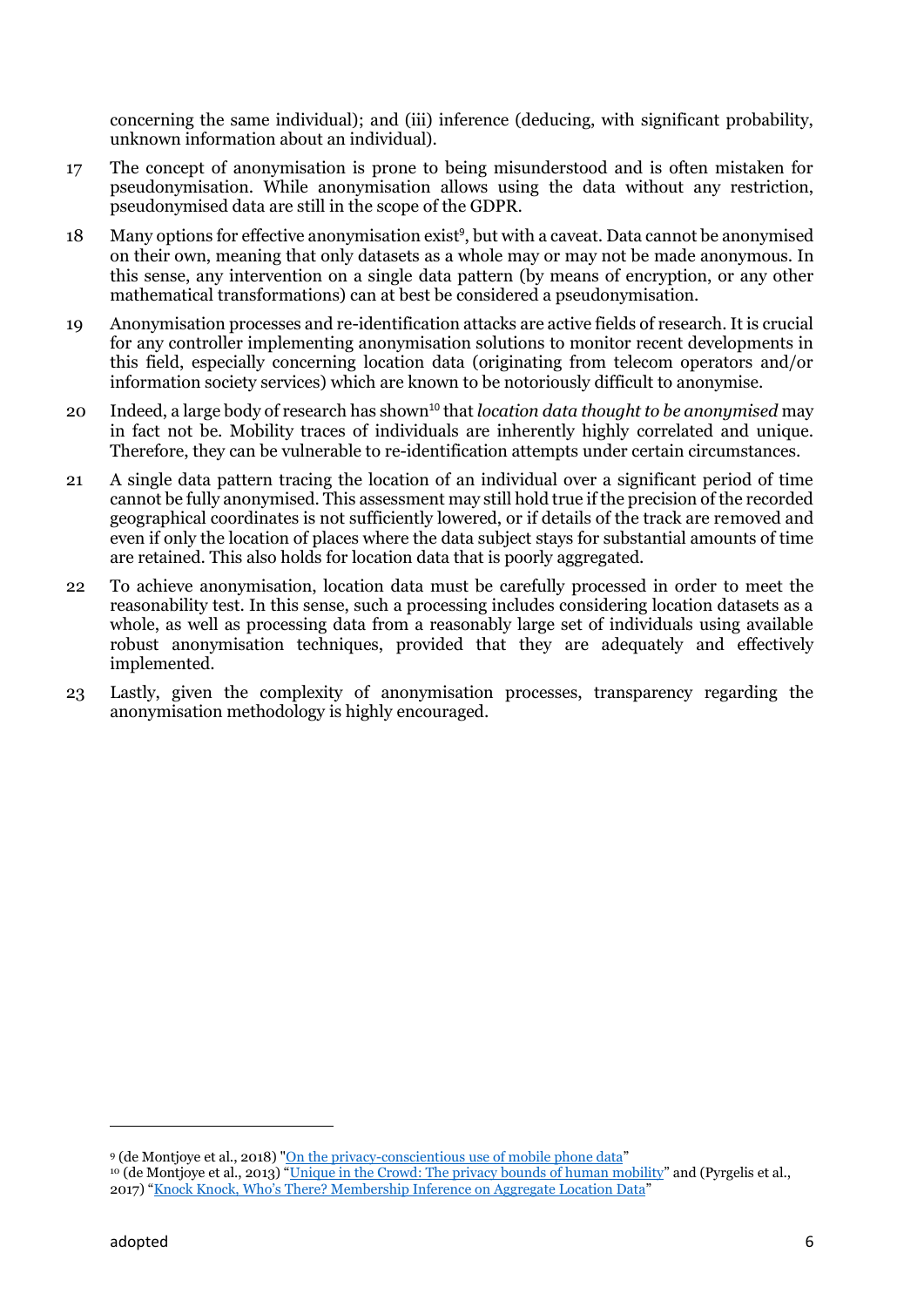concerning the same individual); and (iii) inference (deducing, with significant probability, unknown information about an individual).

17 The concept of anonymisation is prone to being misunderstood and is often mistaken for pseudonymisation. While anonymisation allows using the data without any restriction, pseudonymised data are still in the scope of the GDPR.

18 Many options for effective anonymisation exist[9], but with a caveat. Data cannot be anonymised on their own, meaning that only datasets as a whole may or may not be made anonymous. In this sense, any intervention on a single data pattern (by means of encryption, or any other mathematical transformations) can at best be considered a pseudonymisation.

19 Anonymisation processes and re-identification attacks are active fields of research. It is crucial for any controller implementing anonymisation solutions to monitor recent developments in this field, especially concerning location data (originating from telecom operators and/or information society services) which are known to be notoriously difficult to anonymise.

20 Indeed, a large body of research has shown[10] that *location data thought to be anonymised* may in fact not be. Mobility traces of individuals are inherently highly correlated and unique. Therefore, they can be vulnerable to re-identification attempts under certain circumstances.

21 A single data pattern tracing the location of an individual over a significant period of time cannot be fully anonymised. This assessment may still hold true if the precision of the recorded geographical coordinates is not sufficiently lowered, or if details of the track are removed and even if only the location of places where the data subject stays for substantial amounts of time are retained. This also holds for location data that is poorly aggregated.

22 To achieve anonymisation, location data must be carefully processed in order to meet the reasonability test. In this sense, such a processing includes considering location datasets as a whole, as well as processing data from a reasonably large set of individuals using available robust anonymisation techniques, provided that they are adequately and effectively implemented.

23 Lastly, given the complexity of anonymisation processes, transparency regarding the anonymisation methodology is highly encouraged.

---

[9] (de Montjoye et al., 2018) "On the privacy-conscientious use of mobile phone data"

[10] (de Montjoye et al., 2013) "Unique in the Crowd: The privacy bounds of human mobility" and (Pyrgelis et al., 2017) "Knock Knock, Who's There? Membership Inference on Aggregate Location Data"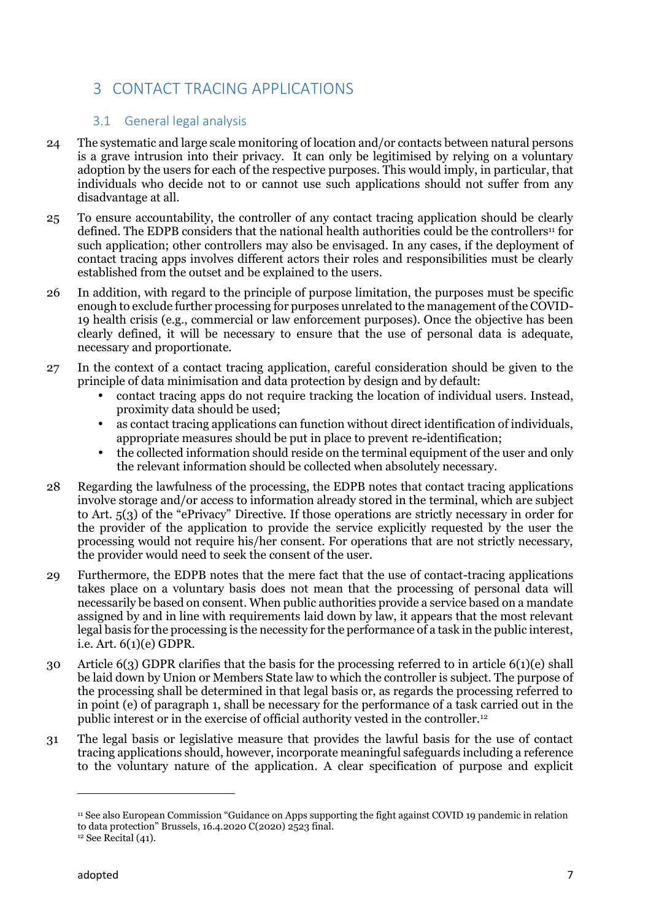# 3 CONTACT TRACING APPLICATIONS

## 3.1 General legal analysis

24 The systematic and large scale monitoring of location and/or contacts between natural persons is a grave intrusion into their privacy. It can only be legitimised by relying on a voluntary adoption by the users for each of the respective purposes. This would imply, in particular, that individuals who decide not to or cannot use such applications should not suffer from any disadvantage at all.

25 To ensure accountability, the controller of any contact tracing application should be clearly defined. The EDPB considers that the national health authorities could be the controllers[11] for such application; other controllers may also be envisaged. In any cases, if the deployment of contact tracing apps involves different actors their roles and responsibilities must be clearly established from the outset and be explained to the users.

26 In addition, with regard to the principle of purpose limitation, the purposes must be specific enough to exclude further processing for purposes unrelated to the management of the COVID-19 health crisis (e.g., commercial or law enforcement purposes). Once the objective has been clearly defined, it will be necessary to ensure that the use of personal data is adequate, necessary and proportionate.

27 In the context of a contact tracing application, careful consideration should be given to the principle of data minimisation and data protection by design and by default:

- contact tracing apps do not require tracking the location of individual users. Instead, proximity data should be used;
- as contact tracing applications can function without direct identification of individuals, appropriate measures should be put in place to prevent re-identification;
- the collected information should reside on the terminal equipment of the user and only the relevant information should be collected when absolutely necessary.

28 Regarding the lawfulness of the processing, the EDPB notes that contact tracing applications involve storage and/or access to information already stored in the terminal, which are subject to Art. 5(3) of the "ePrivacy" Directive. If those operations are strictly necessary in order for the provider of the application to provide the service explicitly requested by the user the processing would not require his/her consent. For operations that are not strictly necessary, the provider would need to seek the consent of the user.

29 Furthermore, the EDPB notes that the mere fact that the use of contact-tracing applications takes place on a voluntary basis does not mean that the processing of personal data will necessarily be based on consent. When public authorities provide a service based on a mandate assigned by and in line with requirements laid down by law, it appears that the most relevant legal basis for the processing is the necessity for the performance of a task in the public interest, i.e. Art. 6(1)(e) GDPR.

30 Article 6(3) GDPR clarifies that the basis for the processing referred to in article 6(1)(e) shall be laid down by Union or Members State law to which the controller is subject. The purpose of the processing shall be determined in that legal basis or, as regards the processing referred to in point (e) of paragraph 1, shall be necessary for the performance of a task carried out in the public interest or in the exercise of official authority vested in the controller.[12]

31 The legal basis or legislative measure that provides the lawful basis for the use of contact tracing applications should, however, incorporate meaningful safeguards including a reference to the voluntary nature of the application. A clear specification of purpose and explicit

---

[11] See also European Commission "Guidance on Apps supporting the fight against COVID 19 pandemic in relation to data protection" Brussels, 16.4.2020 C(2020) 2523 final.

[12] See Recital (41).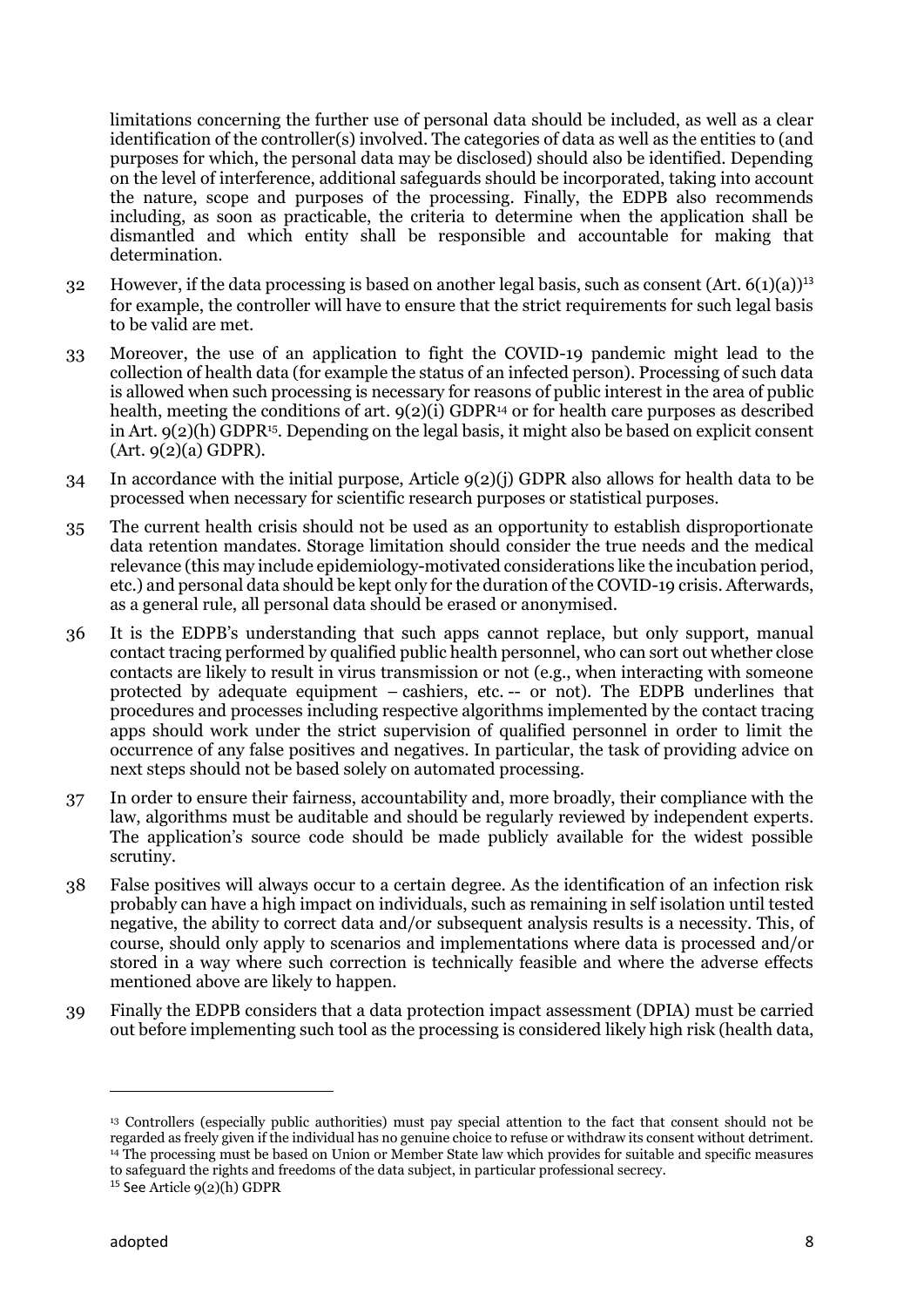limitations concerning the further use of personal data should be included, as well as a clear identification of the controller(s) involved. The categories of data as well as the entities to (and purposes for which, the personal data may be disclosed) should also be identified. Depending on the level of interference, additional safeguards should be incorporated, taking into account the nature, scope and purposes of the processing. Finally, the EDPB also recommends including, as soon as practicable, the criteria to determine when the application shall be dismantled and which entity shall be responsible and accountable for making that determination.

32 However, if the data processing is based on another legal basis, such as consent (Art. 6(1)(a))[13] for example, the controller will have to ensure that the strict requirements for such legal basis to be valid are met.

33 Moreover, the use of an application to fight the COVID-19 pandemic might lead to the collection of health data (for example the status of an infected person). Processing of such data is allowed when such processing is necessary for reasons of public interest in the area of public health, meeting the conditions of art. 9(2)(i) GDPR[14] or for health care purposes as described in Art. 9(2)(h) GDPR[15]. Depending on the legal basis, it might also be based on explicit consent (Art. 9(2)(a) GDPR).

34 In accordance with the initial purpose, Article 9(2)(j) GDPR also allows for health data to be processed when necessary for scientific research purposes or statistical purposes.

35 The current health crisis should not be used as an opportunity to establish disproportionate data retention mandates. Storage limitation should consider the true needs and the medical relevance (this may include epidemiology-motivated considerations like the incubation period, etc.) and personal data should be kept only for the duration of the COVID-19 crisis. Afterwards, as a general rule, all personal data should be erased or anonymised.

36 It is the EDPB's understanding that such apps cannot replace, but only support, manual contact tracing performed by qualified public health personnel, who can sort out whether close contacts are likely to result in virus transmission or not (e.g., when interacting with someone protected by adequate equipment – cashiers, etc. -- or not). The EDPB underlines that procedures and processes including respective algorithms implemented by the contact tracing apps should work under the strict supervision of qualified personnel in order to limit the occurrence of any false positives and negatives. In particular, the task of providing advice on next steps should not be based solely on automated processing.

37 In order to ensure their fairness, accountability and, more broadly, their compliance with the law, algorithms must be auditable and should be regularly reviewed by independent experts. The application's source code should be made publicly available for the widest possible scrutiny.

38 False positives will always occur to a certain degree. As the identification of an infection risk probably can have a high impact on individuals, such as remaining in self isolation until tested negative, the ability to correct data and/or subsequent analysis results is a necessity. This, of course, should only apply to scenarios and implementations where data is processed and/or stored in a way where such correction is technically feasible and where the adverse effects mentioned above are likely to happen.

39 Finally the EDPB considers that a data protection impact assessment (DPIA) must be carried out before implementing such tool as the processing is considered likely high risk (health data,

---

[13] Controllers (especially public authorities) must pay special attention to the fact that consent should not be regarded as freely given if the individual has no genuine choice to refuse or withdraw its consent without detriment.
[14] The processing must be based on Union or Member State law which provides for suitable and specific measures to safeguard the rights and freedoms of the data subject, in particular professional secrecy.
[15] See Article 9(2)(h) GDPR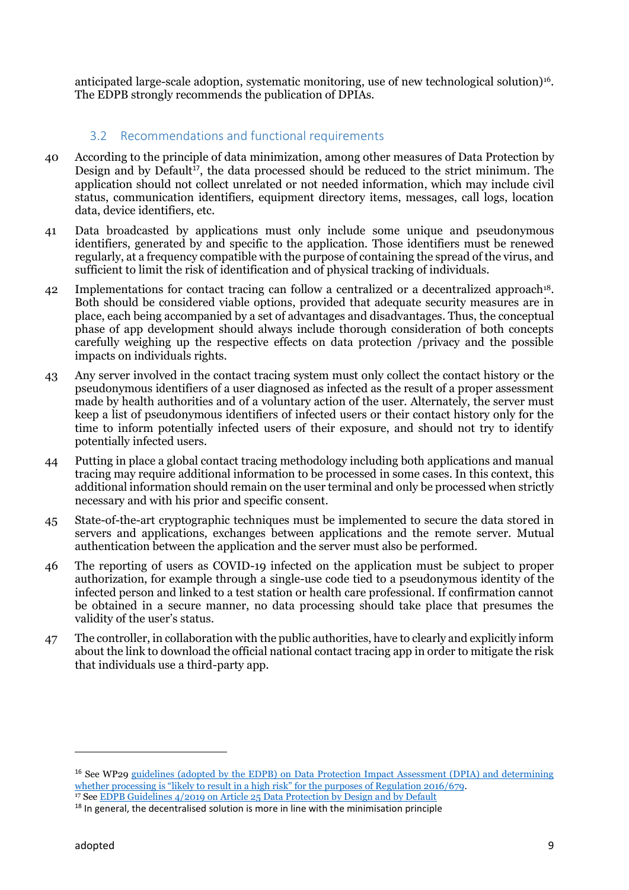anticipated large-scale adoption, systematic monitoring, use of new technological solution)[16]. The EDPB strongly recommends the publication of DPIAs.

### 3.2 Recommendations and functional requirements

40 According to the principle of data minimization, among other measures of Data Protection by Design and by Default[17], the data processed should be reduced to the strict minimum. The application should not collect unrelated or not needed information, which may include civil status, communication identifiers, equipment directory items, messages, call logs, location data, device identifiers, etc.

41 Data broadcasted by applications must only include some unique and pseudonymous identifiers, generated by and specific to the application. Those identifiers must be renewed regularly, at a frequency compatible with the purpose of containing the spread of the virus, and sufficient to limit the risk of identification and of physical tracking of individuals.

42 Implementations for contact tracing can follow a centralized or a decentralized approach[18]. Both should be considered viable options, provided that adequate security measures are in place, each being accompanied by a set of advantages and disadvantages. Thus, the conceptual phase of app development should always include thorough consideration of both concepts carefully weighing up the respective effects on data protection /privacy and the possible impacts on individuals rights.

43 Any server involved in the contact tracing system must only collect the contact history or the pseudonymous identifiers of a user diagnosed as infected as the result of a proper assessment made by health authorities and of a voluntary action of the user. Alternately, the server must keep a list of pseudonymous identifiers of infected users or their contact history only for the time to inform potentially infected users of their exposure, and should not try to identify potentially infected users.

44 Putting in place a global contact tracing methodology including both applications and manual tracing may require additional information to be processed in some cases. In this context, this additional information should remain on the user terminal and only be processed when strictly necessary and with his prior and specific consent.

45 State-of-the-art cryptographic techniques must be implemented to secure the data stored in servers and applications, exchanges between applications and the remote server. Mutual authentication between the application and the server must also be performed.

46 The reporting of users as COVID-19 infected on the application must be subject to proper authorization, for example through a single-use code tied to a pseudonymous identity of the infected person and linked to a test station or health care professional. If confirmation cannot be obtained in a secure manner, no data processing should take place that presumes the validity of the user's status.

47 The controller, in collaboration with the public authorities, have to clearly and explicitly inform about the link to download the official national contact tracing app in order to mitigate the risk that individuals use a third-party app.

---

[16] See WP29 guidelines (adopted by the EDPB) on Data Protection Impact Assessment (DPIA) and determining whether processing is "likely to result in a high risk" for the purposes of Regulation 2016/679.

[17] See EDPB Guidelines 4/2019 on Article 25 Data Protection by Design and by Default

[18] In general, the decentralised solution is more in line with the minimisation principle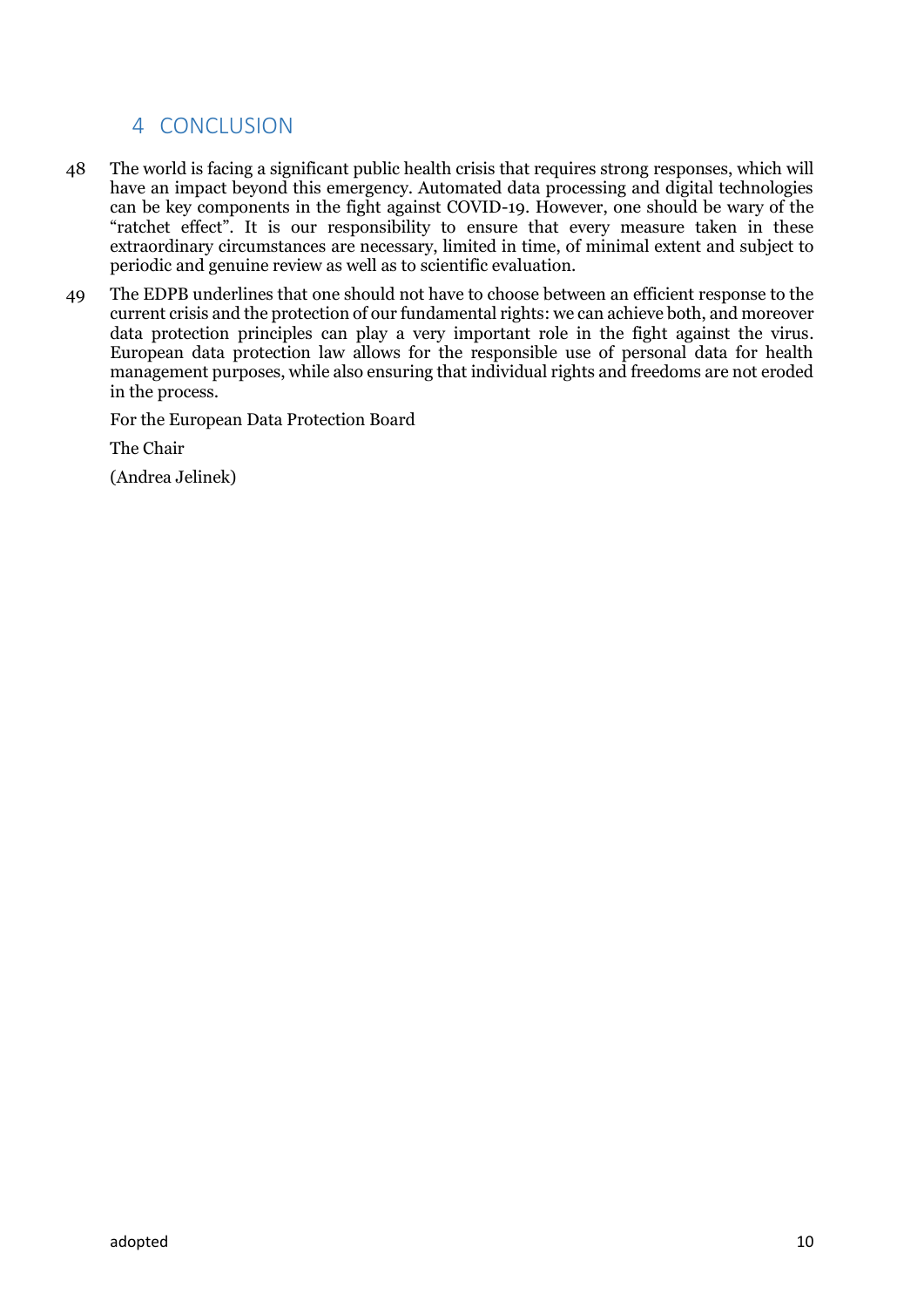# 4 CONCLUSION

48 The world is facing a significant public health crisis that requires strong responses, which will have an impact beyond this emergency. Automated data processing and digital technologies can be key components in the fight against COVID-19. However, one should be wary of the "ratchet effect". It is our responsibility to ensure that every measure taken in these extraordinary circumstances are necessary, limited in time, of minimal extent and subject to periodic and genuine review as well as to scientific evaluation.

49 The EDPB underlines that one should not have to choose between an efficient response to the current crisis and the protection of our fundamental rights: we can achieve both, and moreover data protection principles can play a very important role in the fight against the virus. European data protection law allows for the responsible use of personal data for health management purposes, while also ensuring that individual rights and freedoms are not eroded in the process.

For the European Data Protection Board

The Chair

(Andrea Jelinek)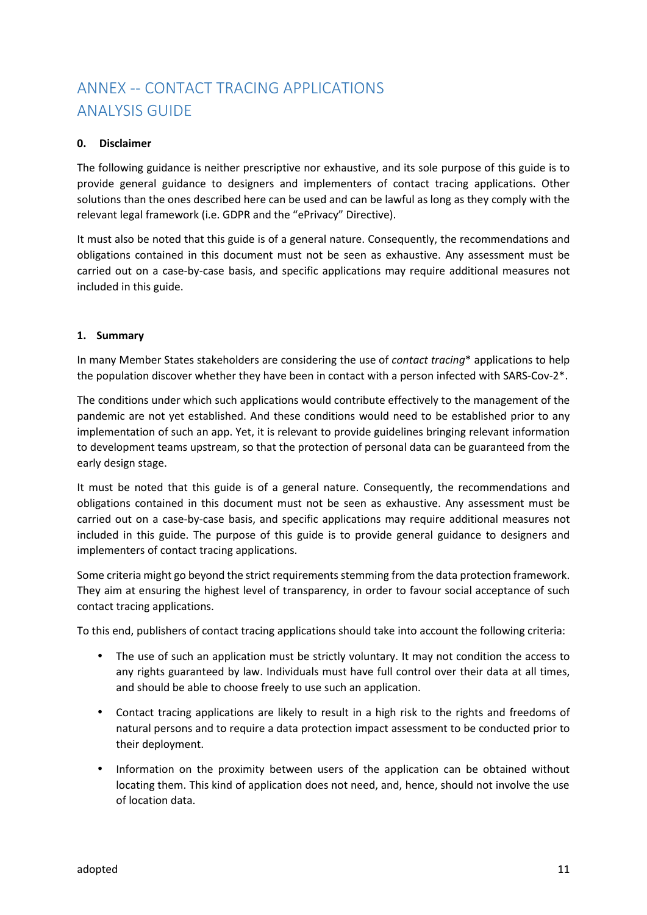# ANNEX -- CONTACT TRACING APPLICATIONS ANALYSIS GUIDE

**0. Disclaimer**

The following guidance is neither prescriptive nor exhaustive, and its sole purpose of this guide is to provide general guidance to designers and implementers of contact tracing applications. Other solutions than the ones described here can be used and can be lawful as long as they comply with the relevant legal framework (i.e. GDPR and the "ePrivacy" Directive).

It must also be noted that this guide is of a general nature. Consequently, the recommendations and obligations contained in this document must not be seen as exhaustive. Any assessment must be carried out on a case-by-case basis, and specific applications may require additional measures not included in this guide.

**1. Summary**

In many Member States stakeholders are considering the use of *contact tracing** applications to help the population discover whether they have been in contact with a person infected with SARS-Cov-2*.

The conditions under which such applications would contribute effectively to the management of the pandemic are not yet established. And these conditions would need to be established prior to any implementation of such an app. Yet, it is relevant to provide guidelines bringing relevant information to development teams upstream, so that the protection of personal data can be guaranteed from the early design stage.

It must be noted that this guide is of a general nature. Consequently, the recommendations and obligations contained in this document must not be seen as exhaustive. Any assessment must be carried out on a case-by-case basis, and specific applications may require additional measures not included in this guide. The purpose of this guide is to provide general guidance to designers and implementers of contact tracing applications.

Some criteria might go beyond the strict requirements stemming from the data protection framework. They aim at ensuring the highest level of transparency, in order to favour social acceptance of such contact tracing applications.

To this end, publishers of contact tracing applications should take into account the following criteria:

- The use of such an application must be strictly voluntary. It may not condition the access to any rights guaranteed by law. Individuals must have full control over their data at all times, and should be able to choose freely to use such an application.
- Contact tracing applications are likely to result in a high risk to the rights and freedoms of natural persons and to require a data protection impact assessment to be conducted prior to their deployment.
- Information on the proximity between users of the application can be obtained without locating them. This kind of application does not need, and, hence, should not involve the use of location data.

adopted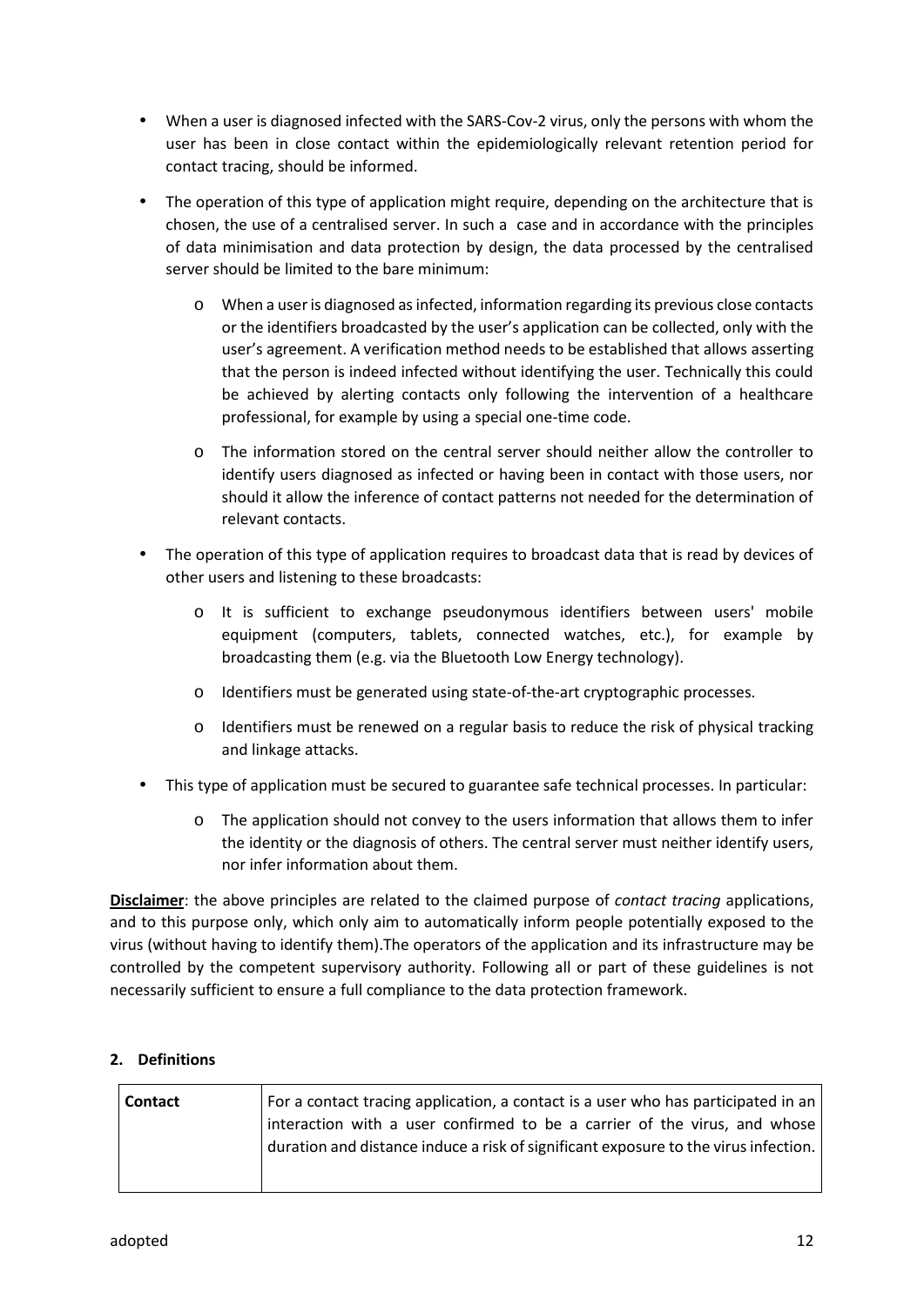- When a user is diagnosed infected with the SARS-Cov-2 virus, only the persons with whom the user has been in close contact within the epidemiologically relevant retention period for contact tracing, should be informed.
- The operation of this type of application might require, depending on the architecture that is chosen, the use of a centralised server. In such a case and in accordance with the principles of data minimisation and data protection by design, the data processed by the centralised server should be limited to the bare minimum:
    - When a user is diagnosed as infected, information regarding its previous close contacts or the identifiers broadcasted by the user's application can be collected, only with the user's agreement. A verification method needs to be established that allows asserting that the person is indeed infected without identifying the user. Technically this could be achieved by alerting contacts only following the intervention of a healthcare professional, for example by using a special one-time code.
    - The information stored on the central server should neither allow the controller to identify users diagnosed as infected or having been in contact with those users, nor should it allow the inference of contact patterns not needed for the determination of relevant contacts.
- The operation of this type of application requires to broadcast data that is read by devices of other users and listening to these broadcasts:
    - It is sufficient to exchange pseudonymous identifiers between users' mobile equipment (computers, tablets, connected watches, etc.), for example by broadcasting them (e.g. via the Bluetooth Low Energy technology).
    - Identifiers must be generated using state-of-the-art cryptographic processes.
    - Identifiers must be renewed on a regular basis to reduce the risk of physical tracking and linkage attacks.
- This type of application must be secured to guarantee safe technical processes. In particular:
    - The application should not convey to the users information that allows them to infer the identity or the diagnosis of others. The central server must neither identify users, nor infer information about them.

**Disclaimer**: the above principles are related to the claimed purpose of *contact tracing* applications, and to this purpose only, which only aim to automatically inform people potentially exposed to the virus (without having to identify them).The operators of the application and its infrastructure may be controlled by the competent supervisory authority. Following all or part of these guidelines is not necessarily sufficient to ensure a full compliance to the data protection framework.

## 2. Definitions

| **Contact** | For a contact tracing application, a contact is a user who has participated in an interaction with a user confirmed to be a carrier of the virus, and whose duration and distance induce a risk of significant exposure to the virus infection. |
|---|---|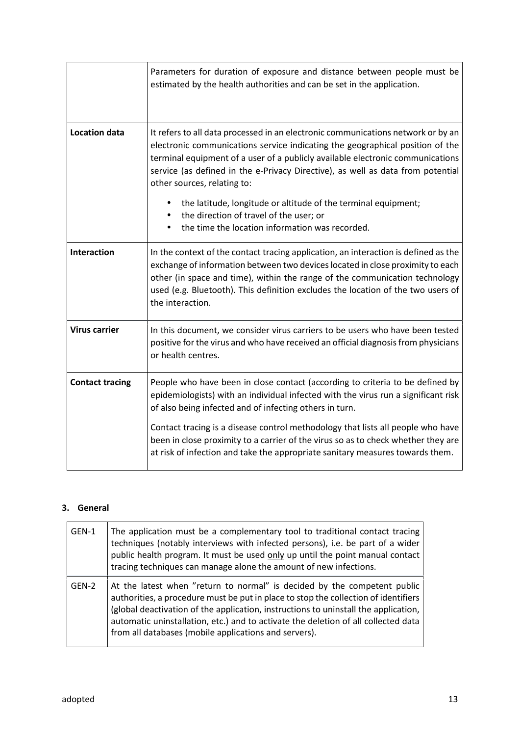| | |
|---|---|
| | Parameters for duration of exposure and distance between people must be estimated by the health authorities and can be set in the application. |
| **Location data** | It refers to all data processed in an electronic communications network or by an electronic communications service indicating the geographical position of the terminal equipment of a user of a publicly available electronic communications service (as defined in the e-Privacy Directive), as well as data from potential other sources, relating to: <br>• the latitude, longitude or altitude of the terminal equipment; <br>• the direction of travel of the user; or <br>• the time the location information was recorded. |
| **Interaction** | In the context of the contact tracing application, an interaction is defined as the exchange of information between two devices located in close proximity to each other (in space and time), within the range of the communication technology used (e.g. Bluetooth). This definition excludes the location of the two users of the interaction. |
| **Virus carrier** | In this document, we consider virus carriers to be users who have been tested positive for the virus and who have received an official diagnosis from physicians or health centres. |
| **Contact tracing** | People who have been in close contact (according to criteria to be defined by epidemiologists) with an individual infected with the virus run a significant risk of also being infected and of infecting others in turn. <br><br>Contact tracing is a disease control methodology that lists all people who have been in close proximity to a carrier of the virus so as to check whether they are at risk of infection and take the appropriate sanitary measures towards them. |

## 3. General

| | |
|---|---|
| GEN-1 | The application must be a complementary tool to traditional contact tracing techniques (notably interviews with infected persons), i.e. be part of a wider public health program. It must be used <u>only</u> up until the point manual contact tracing techniques can manage alone the amount of new infections. |
| GEN-2 | At the latest when "return to normal" is decided by the competent public authorities, a procedure must be put in place to stop the collection of identifiers (global deactivation of the application, instructions to uninstall the application, automatic uninstallation, etc.) and to activate the deletion of all collected data from all databases (mobile applications and servers). |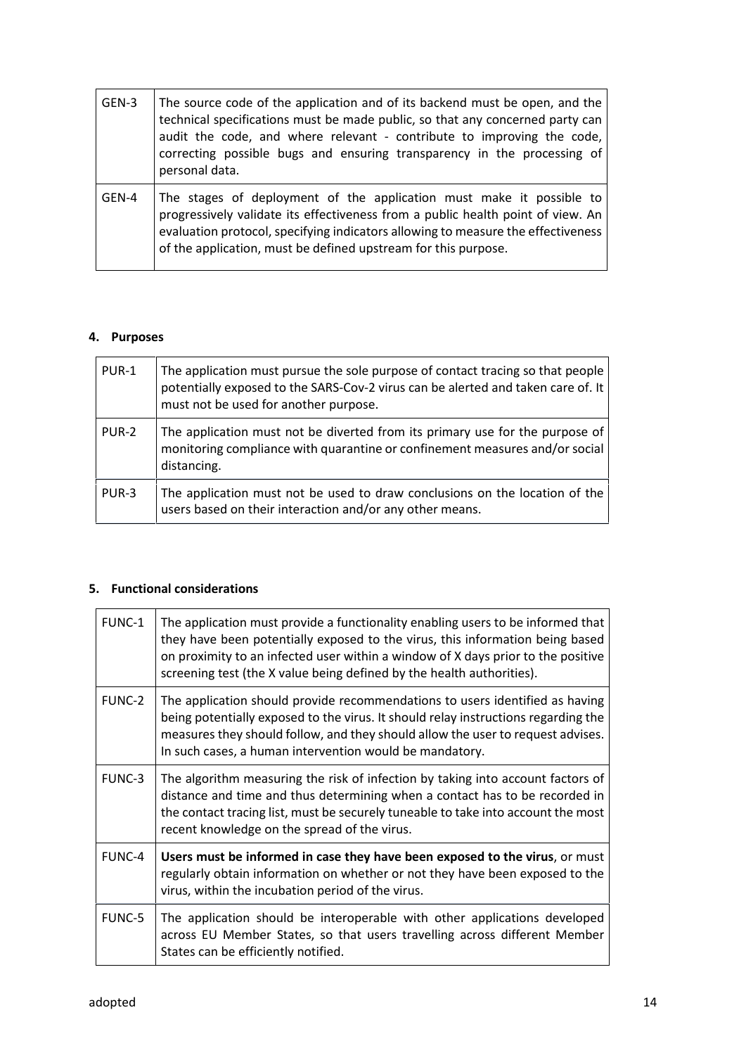| GEN-3 | The source code of the application and of its backend must be open, and the technical specifications must be made public, so that any concerned party can audit the code, and where relevant - contribute to improving the code, correcting possible bugs and ensuring transparency in the processing of personal data. |
|---|---|
| GEN-4 | The stages of deployment of the application must make it possible to progressively validate its effectiveness from a public health point of view. An evaluation protocol, specifying indicators allowing to measure the effectiveness of the application, must be defined upstream for this purpose. |

## 4. Purposes

| PUR-1 | The application must pursue the sole purpose of contact tracing so that people potentially exposed to the SARS-Cov-2 virus can be alerted and taken care of. It must not be used for another purpose. |
|---|---|
| PUR-2 | The application must not be diverted from its primary use for the purpose of monitoring compliance with quarantine or confinement measures and/or social distancing. |
| PUR-3 | The application must not be used to draw conclusions on the location of the users based on their interaction and/or any other means. |

## 5. Functional considerations

| FUNC-1 | The application must provide a functionality enabling users to be informed that they have been potentially exposed to the virus, this information being based on proximity to an infected user within a window of X days prior to the positive screening test (the X value being defined by the health authorities). |
|---|---|
| FUNC-2 | The application should provide recommendations to users identified as having being potentially exposed to the virus. It should relay instructions regarding the measures they should follow, and they should allow the user to request advises. In such cases, a human intervention would be mandatory. |
| FUNC-3 | The algorithm measuring the risk of infection by taking into account factors of distance and time and thus determining when a contact has to be recorded in the contact tracing list, must be securely tuneable to take into account the most recent knowledge on the spread of the virus. |
| FUNC-4 | **Users must be informed in case they have been exposed to the virus**, or must regularly obtain information on whether or not they have been exposed to the virus, within the incubation period of the virus. |
| FUNC-5 | The application should be interoperable with other applications developed across EU Member States, so that users travelling across different Member States can be efficiently notified. |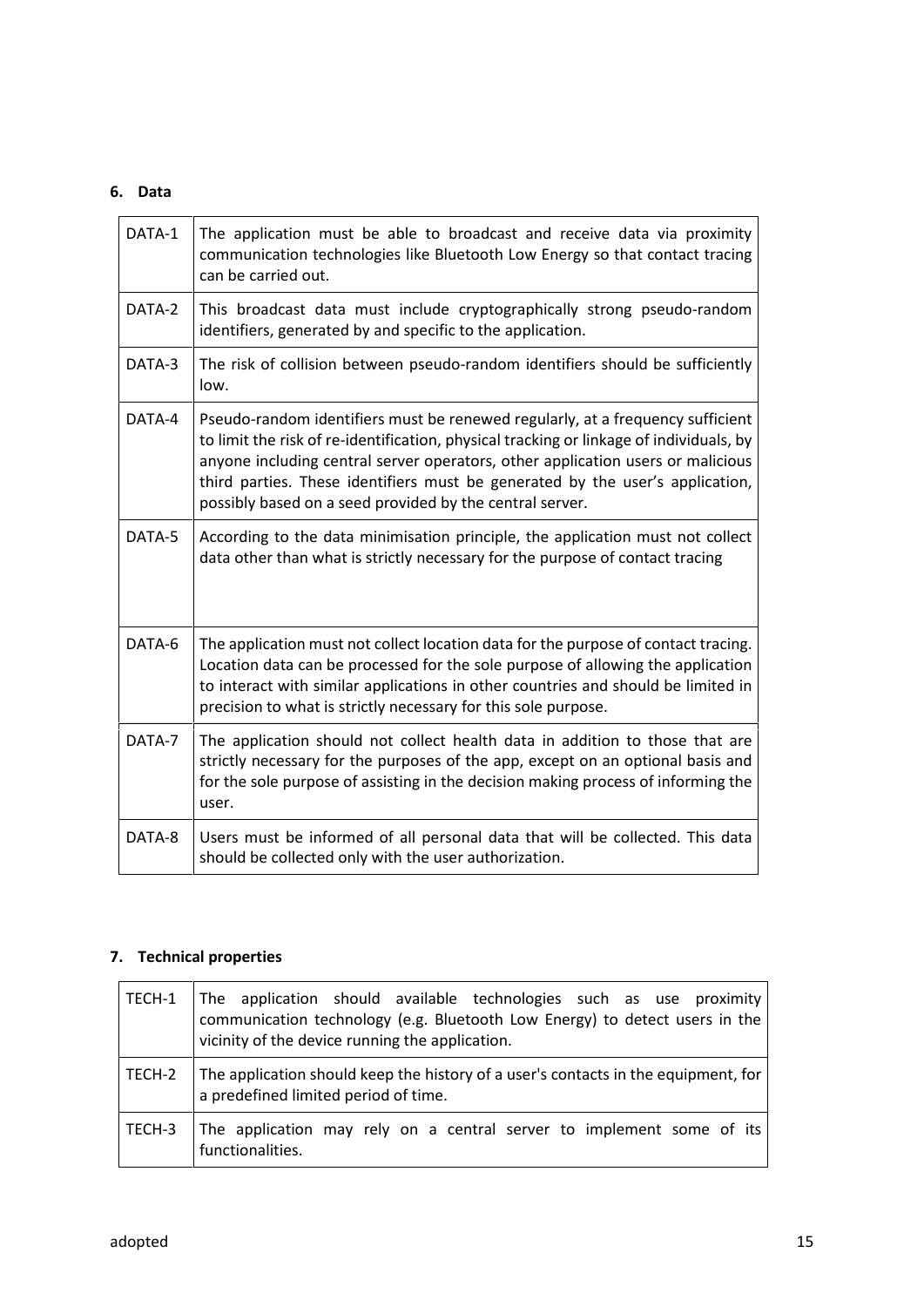## 6. Data

| | |
|---|---|
| DATA-1 | The application must be able to broadcast and receive data via proximity communication technologies like Bluetooth Low Energy so that contact tracing can be carried out. |
| DATA-2 | This broadcast data must include cryptographically strong pseudo-random identifiers, generated by and specific to the application. |
| DATA-3 | The risk of collision between pseudo-random identifiers should be sufficiently low. |
| DATA-4 | Pseudo-random identifiers must be renewed regularly, at a frequency sufficient to limit the risk of re-identification, physical tracking or linkage of individuals, by anyone including central server operators, other application users or malicious third parties. These identifiers must be generated by the user's application, possibly based on a seed provided by the central server. |
| DATA-5 | According to the data minimisation principle, the application must not collect data other than what is strictly necessary for the purpose of contact tracing |
| DATA-6 | The application must not collect location data for the purpose of contact tracing. Location data can be processed for the sole purpose of allowing the application to interact with similar applications in other countries and should be limited in precision to what is strictly necessary for this sole purpose. |
| DATA-7 | The application should not collect health data in addition to those that are strictly necessary for the purposes of the app, except on an optional basis and for the sole purpose of assisting in the decision making process of informing the user. |
| DATA-8 | Users must be informed of all personal data that will be collected. This data should be collected only with the user authorization. |

## 7. Technical properties

| | |
|---|---|
| TECH-1 | The application should available technologies such as use proximity communication technology (e.g. Bluetooth Low Energy) to detect users in the vicinity of the device running the application. |
| TECH-2 | The application should keep the history of a user's contacts in the equipment, for a predefined limited period of time. |
| TECH-3 | The application may rely on a central server to implement some of its functionalities. |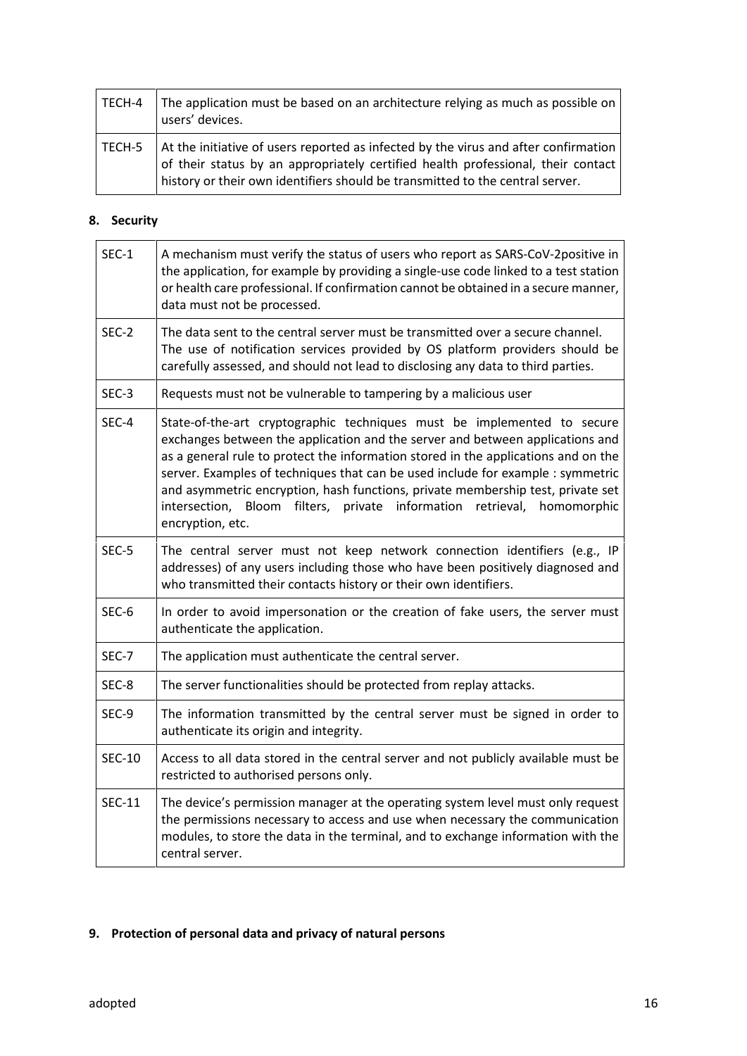| | |
|---|---|
| TECH-4 | The application must be based on an architecture relying as much as possible on users' devices. |
| TECH-5 | At the initiative of users reported as infected by the virus and after confirmation of their status by an appropriately certified health professional, their contact history or their own identifiers should be transmitted to the central server. |

## 8. Security

| | |
|---|---|
| SEC-1 | A mechanism must verify the status of users who report as SARS-CoV-2positive in the application, for example by providing a single-use code linked to a test station or health care professional. If confirmation cannot be obtained in a secure manner, data must not be processed. |
| SEC-2 | The data sent to the central server must be transmitted over a secure channel. The use of notification services provided by OS platform providers should be carefully assessed, and should not lead to disclosing any data to third parties. |
| SEC-3 | Requests must not be vulnerable to tampering by a malicious user |
| SEC-4 | State-of-the-art cryptographic techniques must be implemented to secure exchanges between the application and the server and between applications and as a general rule to protect the information stored in the applications and on the server. Examples of techniques that can be used include for example : symmetric and asymmetric encryption, hash functions, private membership test, private set intersection, Bloom filters, private information retrieval, homomorphic encryption, etc. |
| SEC-5 | The central server must not keep network connection identifiers (e.g., IP addresses) of any users including those who have been positively diagnosed and who transmitted their contacts history or their own identifiers. |
| SEC-6 | In order to avoid impersonation or the creation of fake users, the server must authenticate the application. |
| SEC-7 | The application must authenticate the central server. |
| SEC-8 | The server functionalities should be protected from replay attacks. |
| SEC-9 | The information transmitted by the central server must be signed in order to authenticate its origin and integrity. |
| SEC-10 | Access to all data stored in the central server and not publicly available must be restricted to authorised persons only. |
| SEC-11 | The device's permission manager at the operating system level must only request the permissions necessary to access and use when necessary the communication modules, to store the data in the terminal, and to exchange information with the central server. |

## 9. Protection of personal data and privacy of natural persons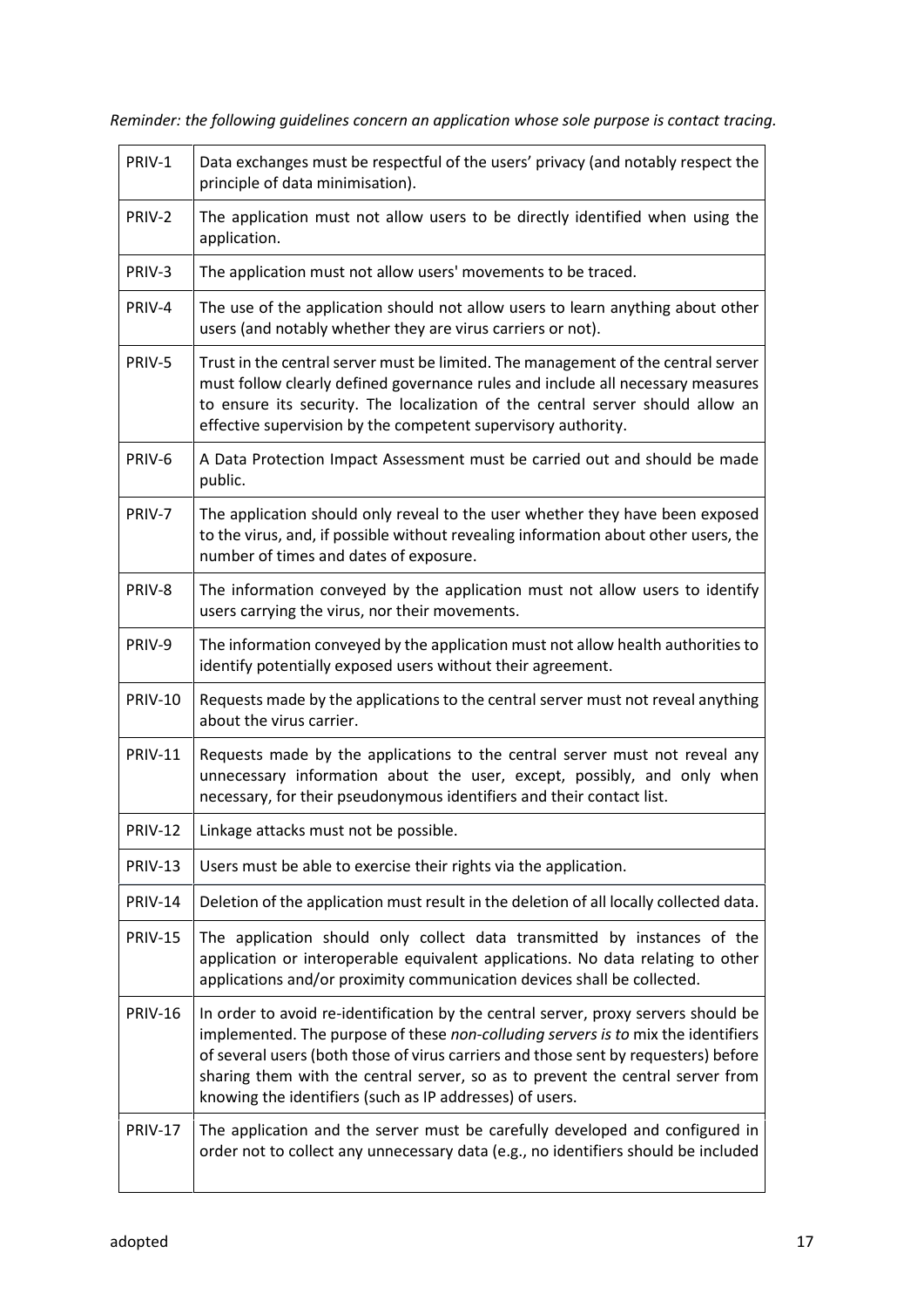*Reminder: the following guidelines concern an application whose sole purpose is contact tracing.*

| | |
|---|---|
| PRIV-1 | Data exchanges must be respectful of the users' privacy (and notably respect the principle of data minimisation). |
| PRIV-2 | The application must not allow users to be directly identified when using the application. |
| PRIV-3 | The application must not allow users' movements to be traced. |
| PRIV-4 | The use of the application should not allow users to learn anything about other users (and notably whether they are virus carriers or not). |
| PRIV-5 | Trust in the central server must be limited. The management of the central server must follow clearly defined governance rules and include all necessary measures to ensure its security. The localization of the central server should allow an effective supervision by the competent supervisory authority. |
| PRIV-6 | A Data Protection Impact Assessment must be carried out and should be made public. |
| PRIV-7 | The application should only reveal to the user whether they have been exposed to the virus, and, if possible without revealing information about other users, the number of times and dates of exposure. |
| PRIV-8 | The information conveyed by the application must not allow users to identify users carrying the virus, nor their movements. |
| PRIV-9 | The information conveyed by the application must not allow health authorities to identify potentially exposed users without their agreement. |
| PRIV-10 | Requests made by the applications to the central server must not reveal anything about the virus carrier. |
| PRIV-11 | Requests made by the applications to the central server must not reveal any unnecessary information about the user, except, possibly, and only when necessary, for their pseudonymous identifiers and their contact list. |
| PRIV-12 | Linkage attacks must not be possible. |
| PRIV-13 | Users must be able to exercise their rights via the application. |
| PRIV-14 | Deletion of the application must result in the deletion of all locally collected data. |
| PRIV-15 | The application should only collect data transmitted by instances of the application or interoperable equivalent applications. No data relating to other applications and/or proximity communication devices shall be collected. |
| PRIV-16 | In order to avoid re-identification by the central server, proxy servers should be implemented. The purpose of these *non-colluding servers is to* mix the identifiers of several users (both those of virus carriers and those sent by requesters) before sharing them with the central server, so as to prevent the central server from knowing the identifiers (such as IP addresses) of users. |
| PRIV-17 | The application and the server must be carefully developed and configured in order not to collect any unnecessary data (e.g., no identifiers should be included |

adopted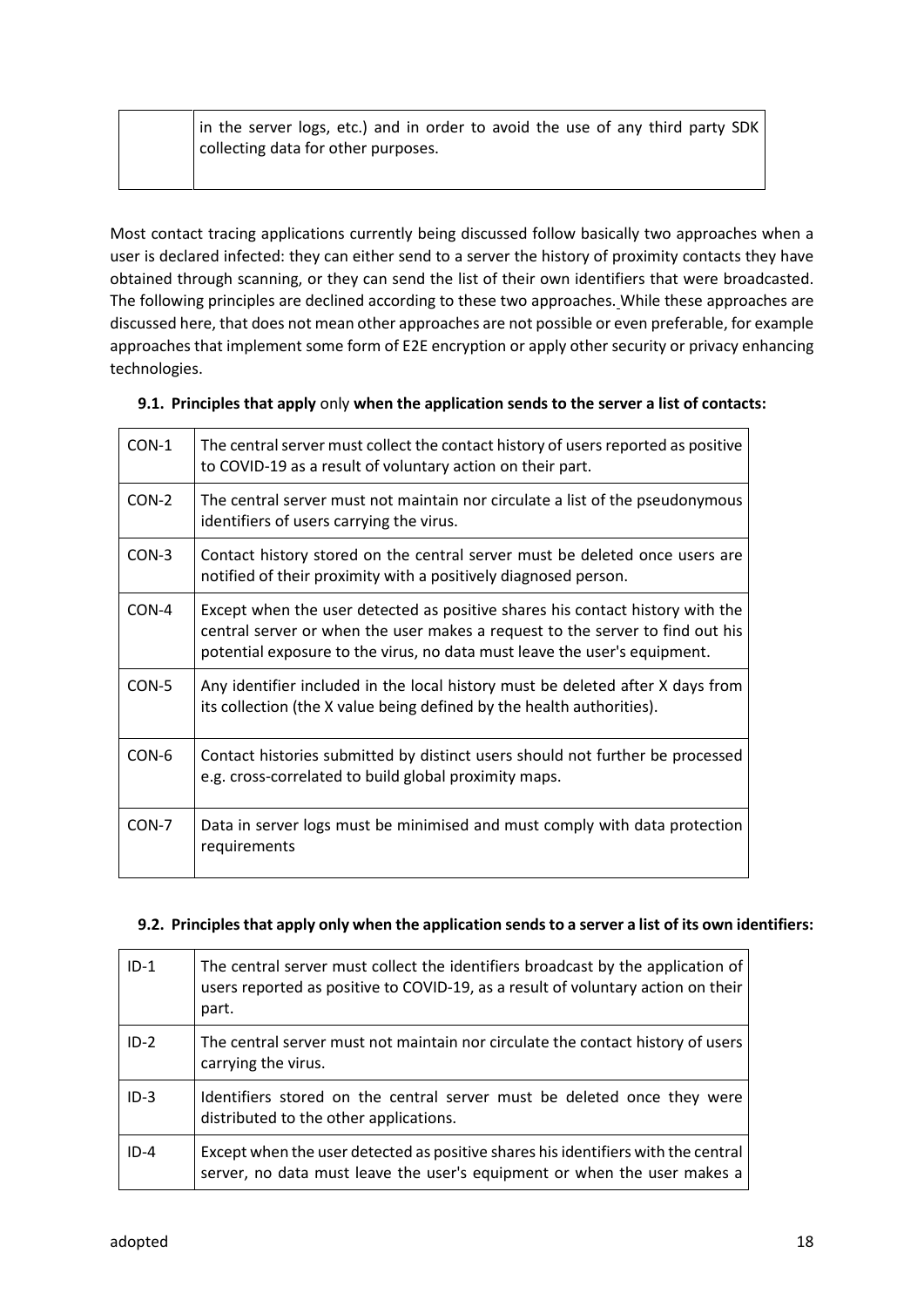| | in the server logs, etc.) and in order to avoid the use of any third party SDK collecting data for other purposes. |
|---|---|

Most contact tracing applications currently being discussed follow basically two approaches when a user is declared infected: they can either send to a server the history of proximity contacts they have obtained through scanning, or they can send the list of their own identifiers that were broadcasted. The following principles are declined according to these two approaches. While these approaches are discussed here, that does not mean other approaches are not possible or even preferable, for example approaches that implement some form of E2E encryption or apply other security or privacy enhancing technologies.

### 9.1. Principles that apply only when the application sends to the server a list of contacts:

| | |
|---|---|
| CON-1 | The central server must collect the contact history of users reported as positive to COVID-19 as a result of voluntary action on their part. |
| CON-2 | The central server must not maintain nor circulate a list of the pseudonymous identifiers of users carrying the virus. |
| CON-3 | Contact history stored on the central server must be deleted once users are notified of their proximity with a positively diagnosed person. |
| CON-4 | Except when the user detected as positive shares his contact history with the central server or when the user makes a request to the server to find out his potential exposure to the virus, no data must leave the user's equipment. |
| CON-5 | Any identifier included in the local history must be deleted after X days from its collection (the X value being defined by the health authorities). |
| CON-6 | Contact histories submitted by distinct users should not further be processed e.g. cross-correlated to build global proximity maps. |
| CON-7 | Data in server logs must be minimised and must comply with data protection requirements |

### 9.2. Principles that apply only when the application sends to a server a list of its own identifiers:

| | |
|---|---|
| ID-1 | The central server must collect the identifiers broadcast by the application of users reported as positive to COVID-19, as a result of voluntary action on their part. |
| ID-2 | The central server must not maintain nor circulate the contact history of users carrying the virus. |
| ID-3 | Identifiers stored on the central server must be deleted once they were distributed to the other applications. |
| ID-4 | Except when the user detected as positive shares his identifiers with the central server, no data must leave the user's equipment or when the user makes a |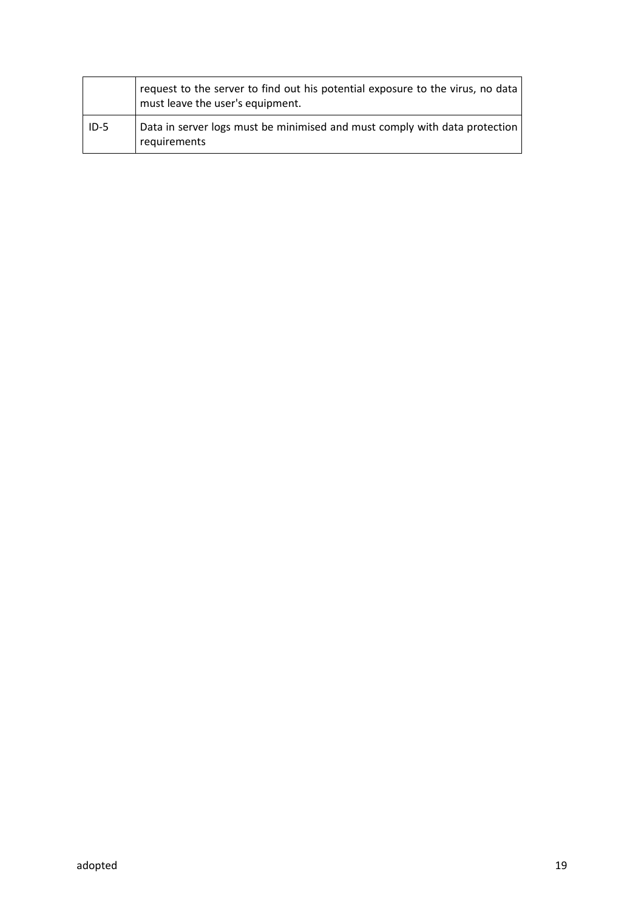| | |
|---|---|
| | request to the server to find out his potential exposure to the virus, no data must leave the user's equipment. |
| ID-5 | Data in server logs must be minimised and must comply with data protection requirements |

adopted